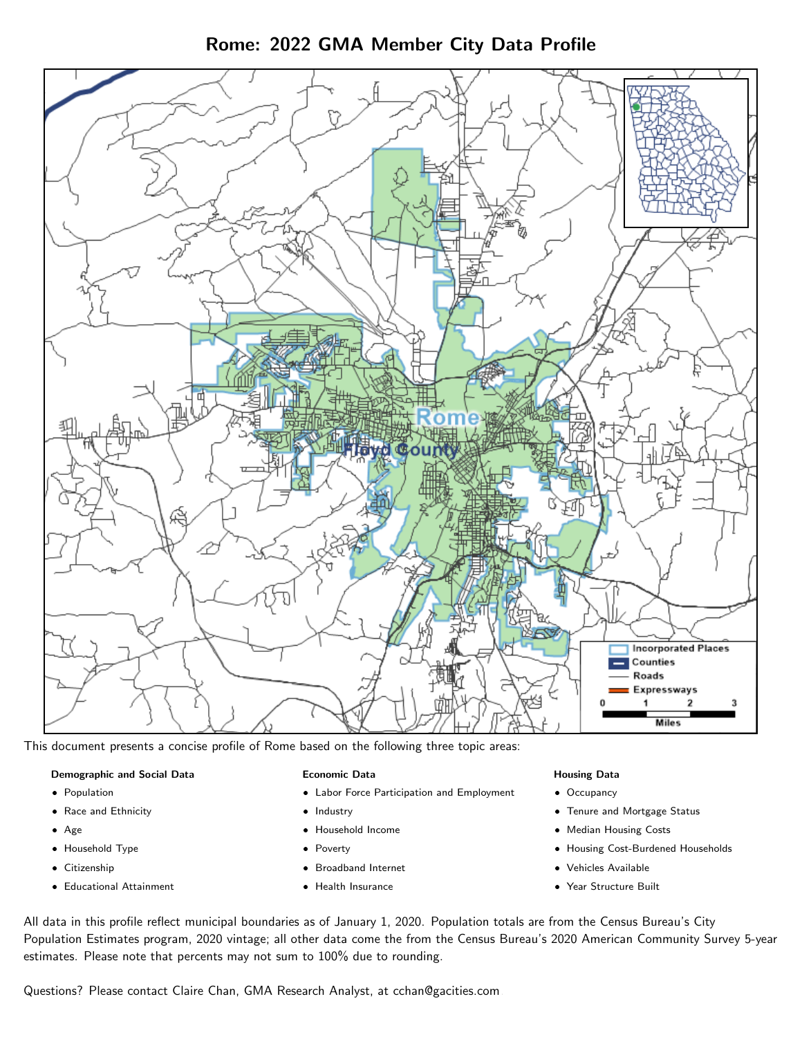# Rome: 2022 GMA Member City Data Profile

This document presents a concise profile of Rome based on the following three topic areas:

**Demographic and Social Data**

- Population
- Race and Ethnicity
- Age
- Household Type
- Citizenship
- Educational Attainment

**Economic Data**

- Labor Force Participation and Employment
- Industry
- Household Income
- Poverty
- Broadband Internet
- Health Insurance

**Housing Data**

- Occupancy
- Tenure and Mortgage Status
- Median Housing Costs
- Housing Cost-Burdened Households
- Vehicles Available
- Year Structure Built

All data in this profile reflect municipal boundaries as of January 1, 2020. Population totals are from the Census Bureau's City Population Estimates program, 2020 vintage; all other data come the from the Census Bureau's 2020 American Community Survey 5-year estimates. Please note that percents may not sum to 100% due to rounding.

Questions? Please contact Claire Chan, GMA Research Analyst, at cchan@gacities.com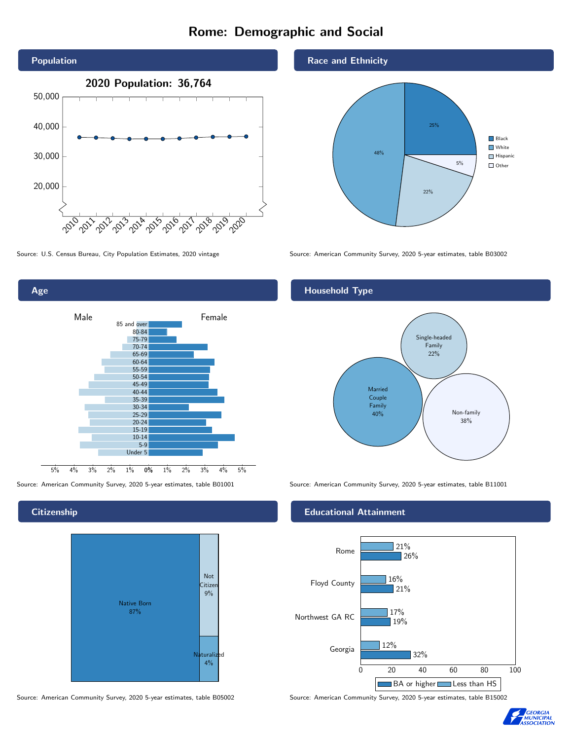# Rome: Demographic and Social

## Population

2020 Population: 36,764

| Year | Population (approx.) |
|---|---|
| 2010 | ~36,400 |
| 2011 | ~36,300 |
| 2012 | ~36,100 |
| 2013 | ~35,900 |
| 2014 | ~35,900 |
| 2015 | ~35,900 |
| 2016 | ~36,100 |
| 2017 | ~36,300 |
| 2018 | ~36,600 |
| 2019 | ~36,600 |
| 2020 | 36,764 |

Source: U.S. Census Bureau, City Population Estimates, 2020 vintage

## Race and Ethnicity

| Group | Share |
|---|---|
| Black | 25% |
| White | 48% |
| Hispanic | 22% |
| Other | 5% |

Source: American Community Survey, 2020 5-year estimates, table B03002

## Age

Age pyramid (Male / Female) by age group: 85 and over, 80-84, 75-79, 70-74, 65-69, 60-64, 55-59, 50-54, 45-49, 40-44, 35-39, 30-34, 25-29, 20-24, 15-19, 10-14, 5-9, Under 5. Axis: 5%, 4%, 3%, 2%, 1%, 0%, 1%, 2%, 3%, 4%, 5%.

Source: American Community Survey, 2020 5-year estimates, table B01001

## Household Type

| Type | Share |
|---|---|
| Married Couple Family | 40% |
| Single-headed Family | 22% |
| Non-family | 38% |

Source: American Community Survey, 2020 5-year estimates, table B11001

## Citizenship

| Status | Share |
|---|---|
| Native Born | 87% |
| Not Citizen | 9% |
| Naturalized | 4% |

Source: American Community Survey, 2020 5-year estimates, table B05002

## Educational Attainment

| Area | Less than HS | BA or higher |
|---|---|---|
| Rome | 21% | 26% |
| Floyd County | 16% | 21% |
| Northwest GA RC | 17% | 19% |
| Georgia | 12% | 32% |

Source: American Community Survey, 2020 5-year estimates, table B15002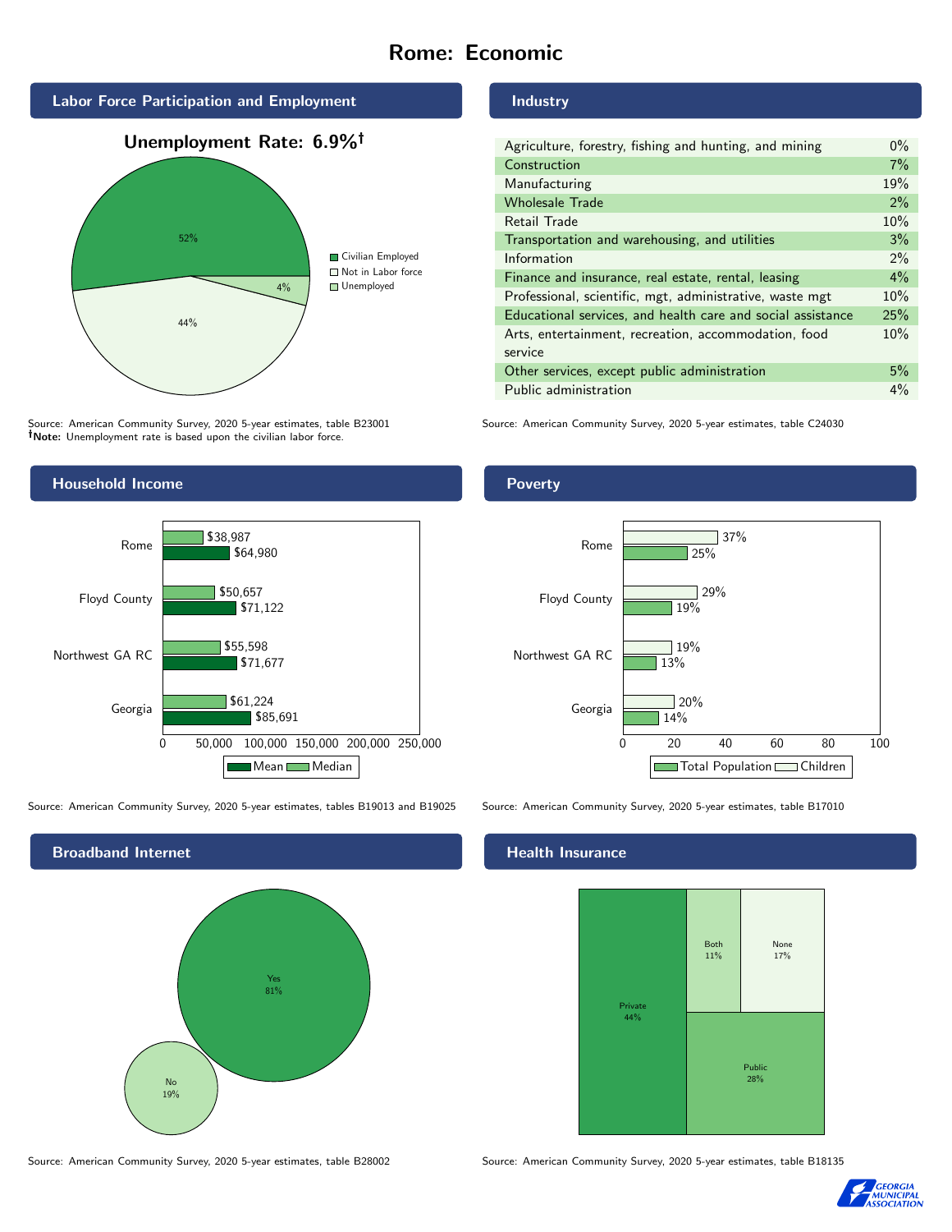# Rome: Economic

## Labor Force Participation and Employment

**Unemployment Rate: 6.9%†**

| Category | Percent |
|---|---|
| Civilian Employed | 52% |
| Not in Labor force | 44% |
| Unemployed | 4% |

Source: American Community Survey, 2020 5-year estimates, table B23001
**†Note:** Unemployment rate is based upon the civilian labor force.

## Industry

| Industry | Percent |
|---|---|
| Agriculture, forestry, fishing and hunting, and mining | 0% |
| Construction | 7% |
| Manufacturing | 19% |
| Wholesale Trade | 2% |
| Retail Trade | 10% |
| Transportation and warehousing, and utilities | 3% |
| Information | 2% |
| Finance and insurance, real estate, rental, leasing | 4% |
| Professional, scientific, mgt, administrative, waste mgt | 10% |
| Educational services, and health care and social assistance | 25% |
| Arts, entertainment, recreation, accommodation, food service | 10% |
| Other services, except public administration | 5% |
| Public administration | 4% |

Source: American Community Survey, 2020 5-year estimates, table C24030

## Household Income

| | Median | Mean |
|---|---|---|
| Rome | $38,987 | $64,980 |
| Floyd County | $50,657 | $71,122 |
| Northwest GA RC | $55,598 | $71,677 |
| Georgia | $61,224 | $85,691 |

Source: American Community Survey, 2020 5-year estimates, tables B19013 and B19025

## Poverty

| | Children | Total Population |
|---|---|---|
| Rome | 37% | 25% |
| Floyd County | 29% | 19% |
| Northwest GA RC | 19% | 13% |
| Georgia | 20% | 14% |

Source: American Community Survey, 2020 5-year estimates, table B17010

## Broadband Internet

| Response | Percent |
|---|---|
| Yes | 81% |
| No | 19% |

Source: American Community Survey, 2020 5-year estimates, table B28002

## Health Insurance

| Type | Percent |
|---|---|
| Private | 44% |
| Both | 11% |
| None | 17% |
| Public | 28% |

Source: American Community Survey, 2020 5-year estimates, table B18135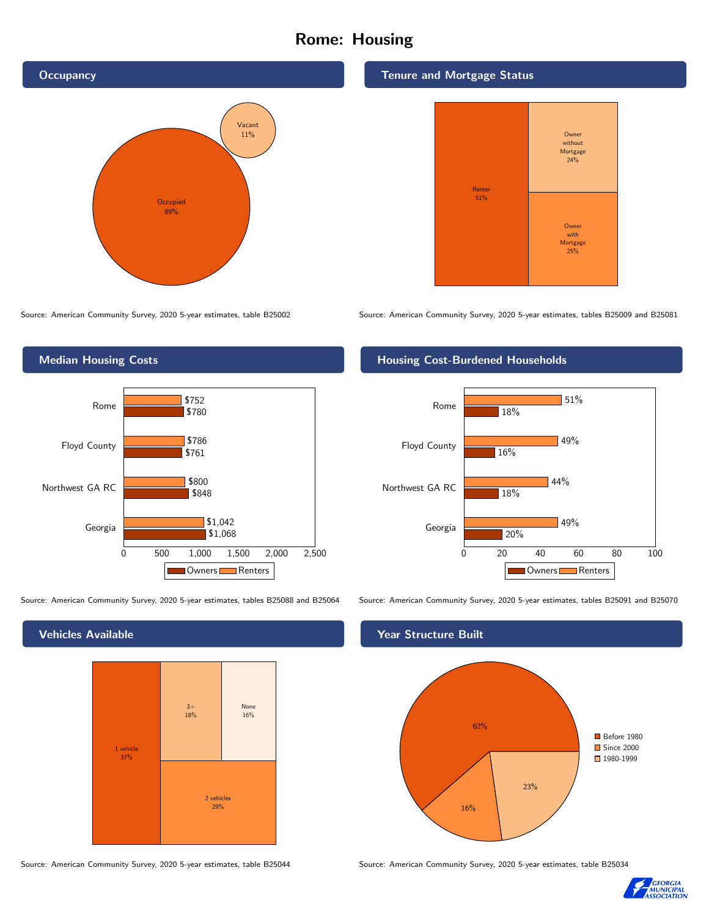# Rome: Housing

## Occupancy

Vacant
11%

Occupied
89%

Source: American Community Survey, 2020 5-year estimates, table B25002

## Tenure and Mortgage Status

Renter
51%

Owner without Mortgage
24%

Owner with Mortgage
25%

Source: American Community Survey, 2020 5-year estimates, tables B25009 and B25081

## Median Housing Costs

Rome
$752
$780

Floyd County
$786
$761

Northwest GA RC
$800
$848

Georgia
$1,042
$1,068

0 500 1,000 1,500 2,000 2,500

Owners Renters

Source: American Community Survey, 2020 5-year estimates, tables B25088 and B25064

## Housing Cost-Burdened Households

Rome
51%
18%

Floyd County
49%
16%

Northwest GA RC
44%
18%

Georgia
49%
20%

0 20 40 60 80 100

Owners Renters

Source: American Community Survey, 2020 5-year estimates, tables B25091 and B25070

## Vehicles Available

1 vehicle
37%

3+
18%

None
16%

2 vehicles
29%

Source: American Community Survey, 2020 5-year estimates, table B25044

## Year Structure Built

62%

16%

23%

Before 1980
Since 2000
1980-1999

Source: American Community Survey, 2020 5-year estimates, table B25034